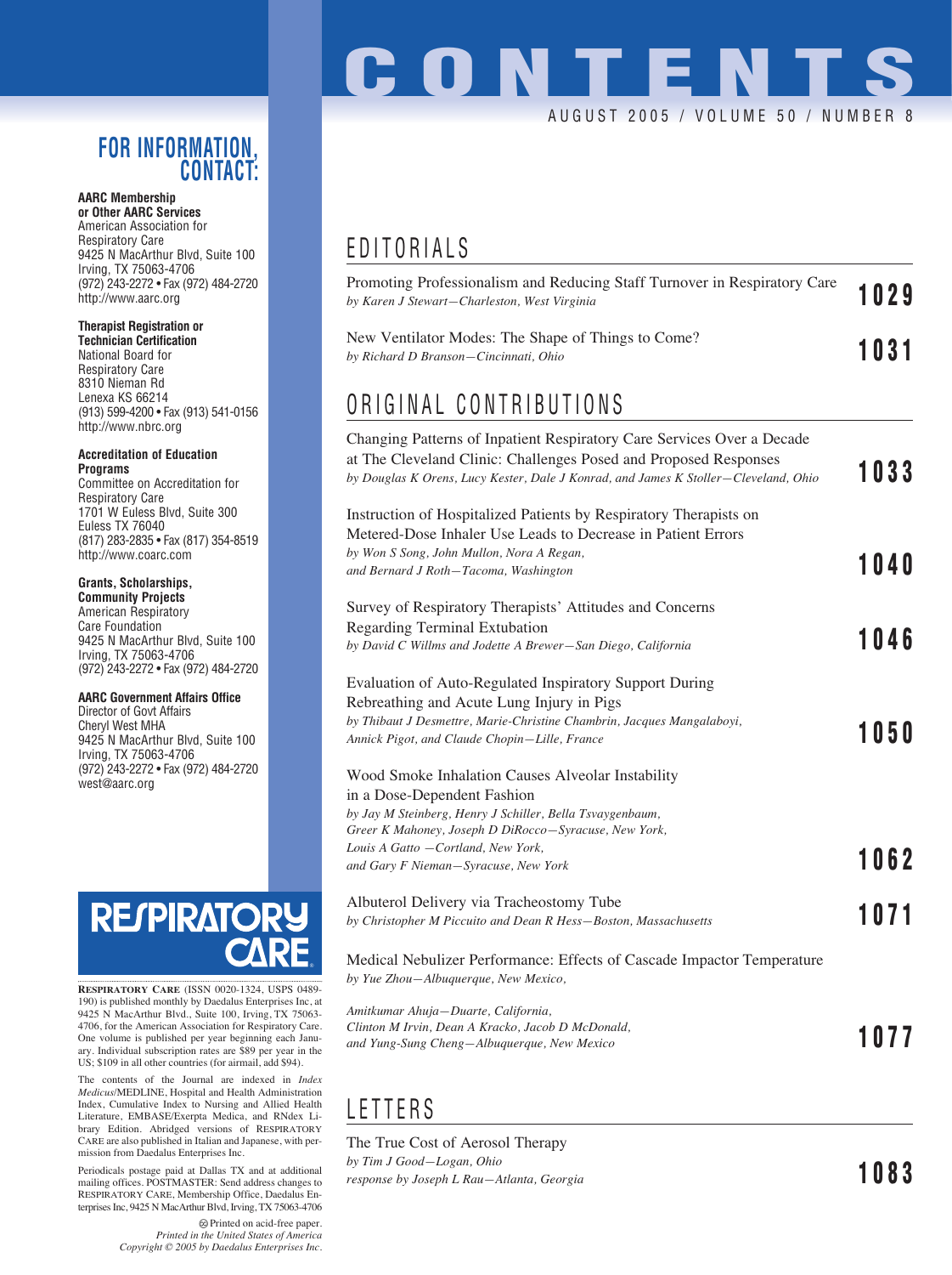# CONTENTS

AUGUST 2005 / VOLUME 50 / NUMBER 8

## EDITORIALS

Promoting Professionalism and Reducing Staff Turnover in Respiratory Care
*by Karen J Stewart—Charleston, West Virginia* **1029**

New Ventilator Modes: The Shape of Things to Come?
*by Richard D Branson—Cincinnati, Ohio* **1031**

## ORIGINAL CONTRIBUTIONS

Changing Patterns of Inpatient Respiratory Care Services Over a Decade at The Cleveland Clinic: Challenges Posed and Proposed Responses
*by Douglas K Orens, Lucy Kester, Dale J Konrad, and James K Stoller—Cleveland, Ohio* **1033**

Instruction of Hospitalized Patients by Respiratory Therapists on Metered-Dose Inhaler Use Leads to Decrease in Patient Errors
*by Won S Song, John Mullon, Nora A Regan, and Bernard J Roth—Tacoma, Washington* **1040**

Survey of Respiratory Therapists' Attitudes and Concerns Regarding Terminal Extubation
*by David C Willms and Jodette A Brewer—San Diego, California* **1046**

Evaluation of Auto-Regulated Inspiratory Support During Rebreathing and Acute Lung Injury in Pigs
*by Thibaut J Desmettre, Marie-Christine Chambrin, Jacques Mangalaboyi, Annick Pigot, and Claude Chopin—Lille, France* **1050**

Wood Smoke Inhalation Causes Alveolar Instability in a Dose-Dependent Fashion
*by Jay M Steinberg, Henry J Schiller, Bella Tsvaygenbaum, Greer K Mahoney, Joseph D DiRocco—Syracuse, New York, Louis A Gatto —Cortland, New York, and Gary F Nieman—Syracuse, New York* **1062**

Albuterol Delivery via Tracheostomy Tube
*by Christopher M Piccuito and Dean R Hess—Boston, Massachusetts* **1071**

Medical Nebulizer Performance: Effects of Cascade Impactor Temperature
*by Yue Zhou—Albuquerque, New Mexico, Amitkumar Ahuja—Duarte, California, Clinton M Irvin, Dean A Kracko, Jacob D McDonald, and Yung-Sung Cheng—Albuquerque, New Mexico* **1077**

## LETTERS

The True Cost of Aerosol Therapy
*by Tim J Good—Logan, Ohio*
*response by Joseph L Rau—Atlanta, Georgia* **1083**

---

## FOR INFORMATION, CONTACT:

**AARC Membership or Other AARC Services**
American Association for Respiratory Care
9425 N MacArthur Blvd, Suite 100
Irving, TX 75063-4706
(972) 243-2272 • Fax (972) 484-2720
http://www.aarc.org

**Therapist Registration or Technician Certification**
National Board for Respiratory Care
8310 Nieman Rd
Lenexa KS 66214
(913) 599-4200 • Fax (913) 541-0156
http://www.nbrc.org

**Accreditation of Education Programs**
Committee on Accreditation for Respiratory Care
1701 W Euless Blvd, Suite 300
Euless TX 76040
(817) 283-2835 • Fax (817) 354-8519
http://www.coarc.com

**Grants, Scholarships, Community Projects**
American Respiratory Care Foundation
9425 N MacArthur Blvd, Suite 100
Irving, TX 75063-4706
(972) 243-2272 • Fax (972) 484-2720

**AARC Government Affairs Office**
Director of Govt Affairs
Cheryl West MHA
9425 N MacArthur Blvd, Suite 100
Irving, TX 75063-4706
(972) 243-2272 • Fax (972) 484-2720
west@aarc.org

**RESPIRATORY CARE**

RESPIRATORY CARE (ISSN 0020-1324, USPS 0489-190) is published monthly by Daedalus Enterprises Inc, at 9425 N MacArthur Blvd., Suite 100, Irving, TX 75063-4706, for the American Association for Respiratory Care. One volume is published per year beginning each January. Individual subscription rates are $89 per year in the US; $109 in all other countries (for airmail, add $94).

The contents of the Journal are indexed in *Index Medicus*/MEDLINE, Hospital and Health Administration Index, Cumulative Index to Nursing and Allied Health Literature, EMBASE/Exerpta Medica, and RNdex Library Edition. Abridged versions of RESPIRATORY CARE are also published in Italian and Japanese, with permission from Daedalus Enterprises Inc.

Periodicals postage paid at Dallas TX and at additional mailing offices. POSTMASTER: Send address changes to RESPIRATORY CARE, Membership Office, Daedalus Enterprises Inc, 9425 N MacArthur Blvd, Irving, TX 75063-4706

Printed on acid-free paper.
*Printed in the United States of America*
*Copyright © 2005 by Daedalus Enterprises Inc.*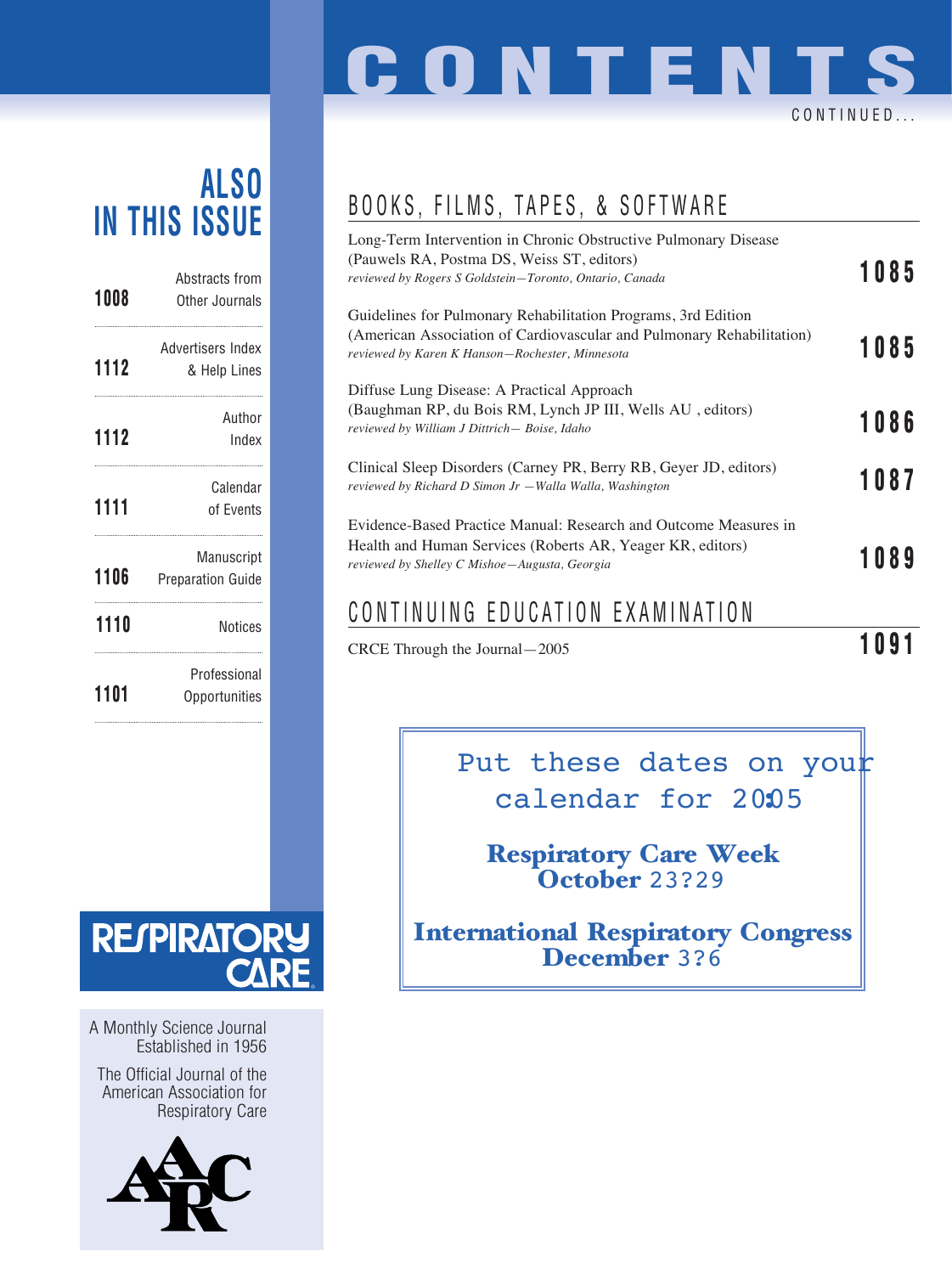# CONTENTS

CONTINUED...

## ALSO IN THIS ISSUE

| | |
|---|---|
| 1008 | Abstracts from Other Journals |
| 1112 | Advertisers Index & Help Lines |
| 1112 | Author Index |
| 1111 | Calendar of Events |
| 1106 | Manuscript Preparation Guide |
| 1110 | Notices |
| 1101 | Professional Opportunities |

RESPIRATORY CARE

A Monthly Science Journal Established in 1956

The Official Journal of the American Association for Respiratory Care

AARC

## BOOKS, FILMS, TAPES, & SOFTWARE

Long-Term Intervention in Chronic Obstructive Pulmonary Disease (Pauwels RA, Postma DS, Weiss ST, editors)
*reviewed by Rogers S Goldstein—Toronto, Ontario, Canada* **1085**

Guidelines for Pulmonary Rehabilitation Programs, 3rd Edition (American Association of Cardiovascular and Pulmonary Rehabilitation)
*reviewed by Karen K Hanson—Rochester, Minnesota* **1085**

Diffuse Lung Disease: A Practical Approach (Baughman RP, du Bois RM, Lynch JP III, Wells AU , editors)
*reviewed by William J Dittrich— Boise, Idaho* **1086**

Clinical Sleep Disorders (Carney PR, Berry RB, Geyer JD, editors)
*reviewed by Richard D Simon Jr —Walla Walla, Washington* **1087**

Evidence-Based Practice Manual: Research and Outcome Measures in Health and Human Services (Roberts AR, Yeager KR, editors)
*reviewed by Shelley C Mishoe—Augusta, Georgia* **1089**

## CONTINUING EDUCATION EXAMINATION

CRCE Through the Journal—2005 **1091**

Put these dates on your calendar for 2005

**Respiratory Care Week**
**October** 23?29

**International Respiratory Congress**
**December** 3?6